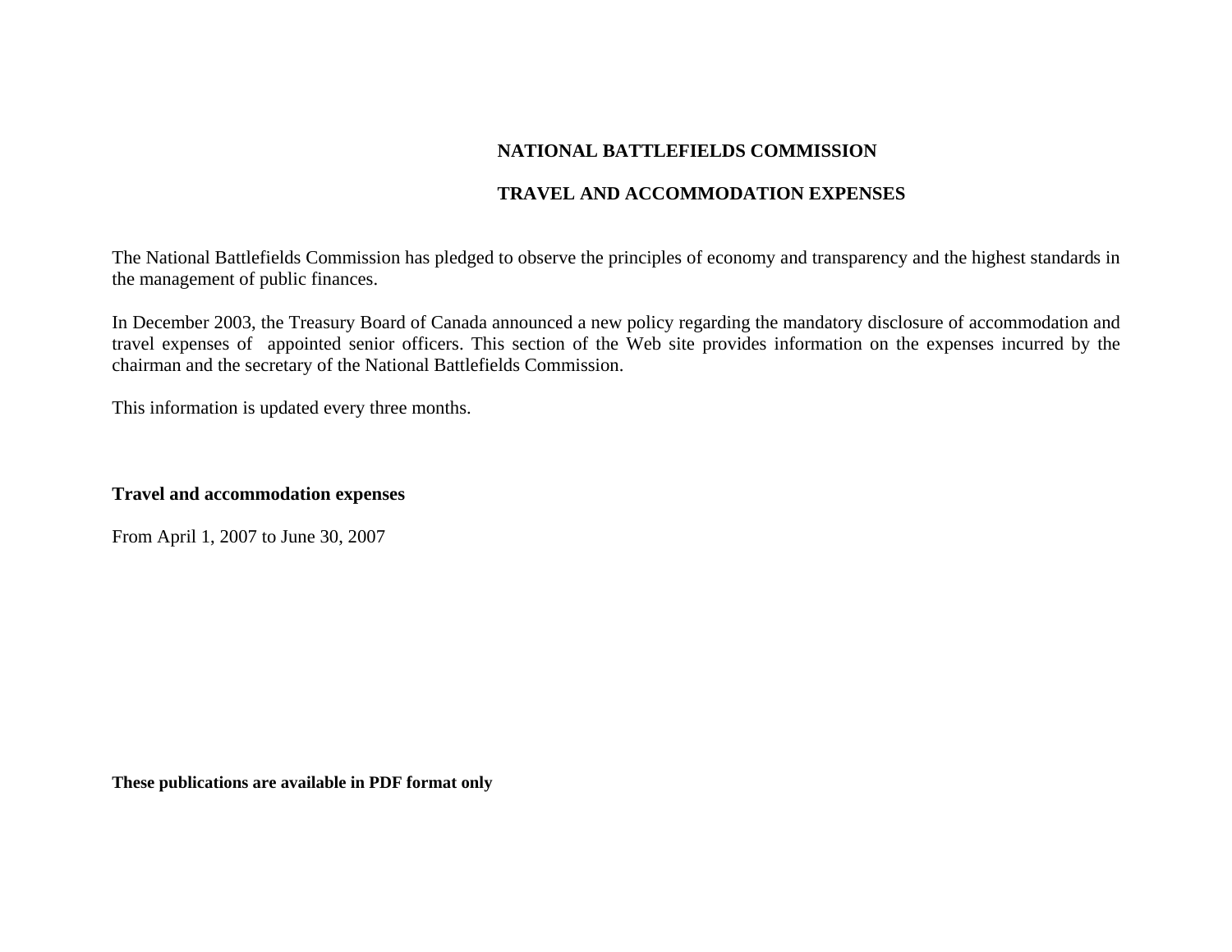# NATIONAL BATTLEFIELDS COMMISSION

## TRAVEL AND ACCOMMODATION EXPENSES

The National Battlefields Commission has pledged to observe the principles of economy and transparency and the highest standards in the management of public finances.

In December 2003, the Treasury Board of Canada announced a new policy regarding the mandatory disclosure of accommodation and travel expenses of appointed senior officers. This section of the Web site provides information on the expenses incurred by the chairman and the secretary of the National Battlefields Commission.

This information is updated every three months.

**Travel and accommodation expenses**

From April 1, 2007 to June 30, 2007

**These publications are available in PDF format only**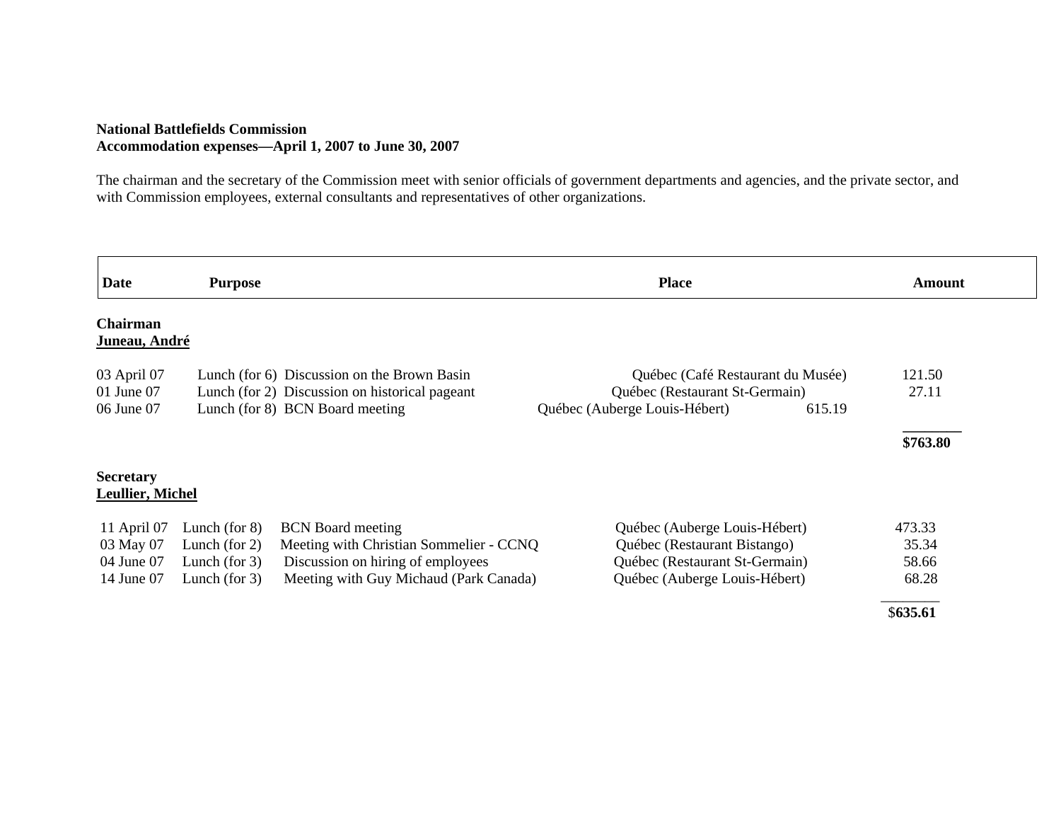**National Battlefields Commission**
**Accommodation expenses—April 1, 2007 to June 30, 2007**

The chairman and the secretary of the Commission meet with senior officials of government departments and agencies, and the private sector, and with Commission employees, external consultants and representatives of other organizations.

| Date | Purpose | Place | Amount |
|---|---|---|---|
| **Chairman** | | | |
| **Juneau, André** | | | |
| 03 April 07 | Lunch (for 6) Discussion on the Brown Basin | Québec (Café Restaurant du Musée) | 121.50 |
| 01 June 07 | Lunch (for 2) Discussion on historical pageant | Québec (Restaurant St-Germain) | 27.11 |
| 06 June 07 | Lunch (for 8) BCN Board meeting | Québec (Auberge Louis-Hébert) | 615.19 |
| | | | **$763.80** |
| **Secretary** | | | |
| **Leullier, Michel** | | | |
| 11 April 07 | Lunch (for 8) BCN Board meeting | Québec (Auberge Louis-Hébert) | 473.33 |
| 03 May 07 | Lunch (for 2) Meeting with Christian Sommelier - CCNQ | Québec (Restaurant Bistango) | 35.34 |
| 04 June 07 | Lunch (for 3) Discussion on hiring of employees | Québec (Restaurant St-Germain) | 58.66 |
| 14 June 07 | Lunch (for 3) Meeting with Guy Michaud (Park Canada) | Québec (Auberge Louis-Hébert) | 68.28 |
| | | | $**635.61** |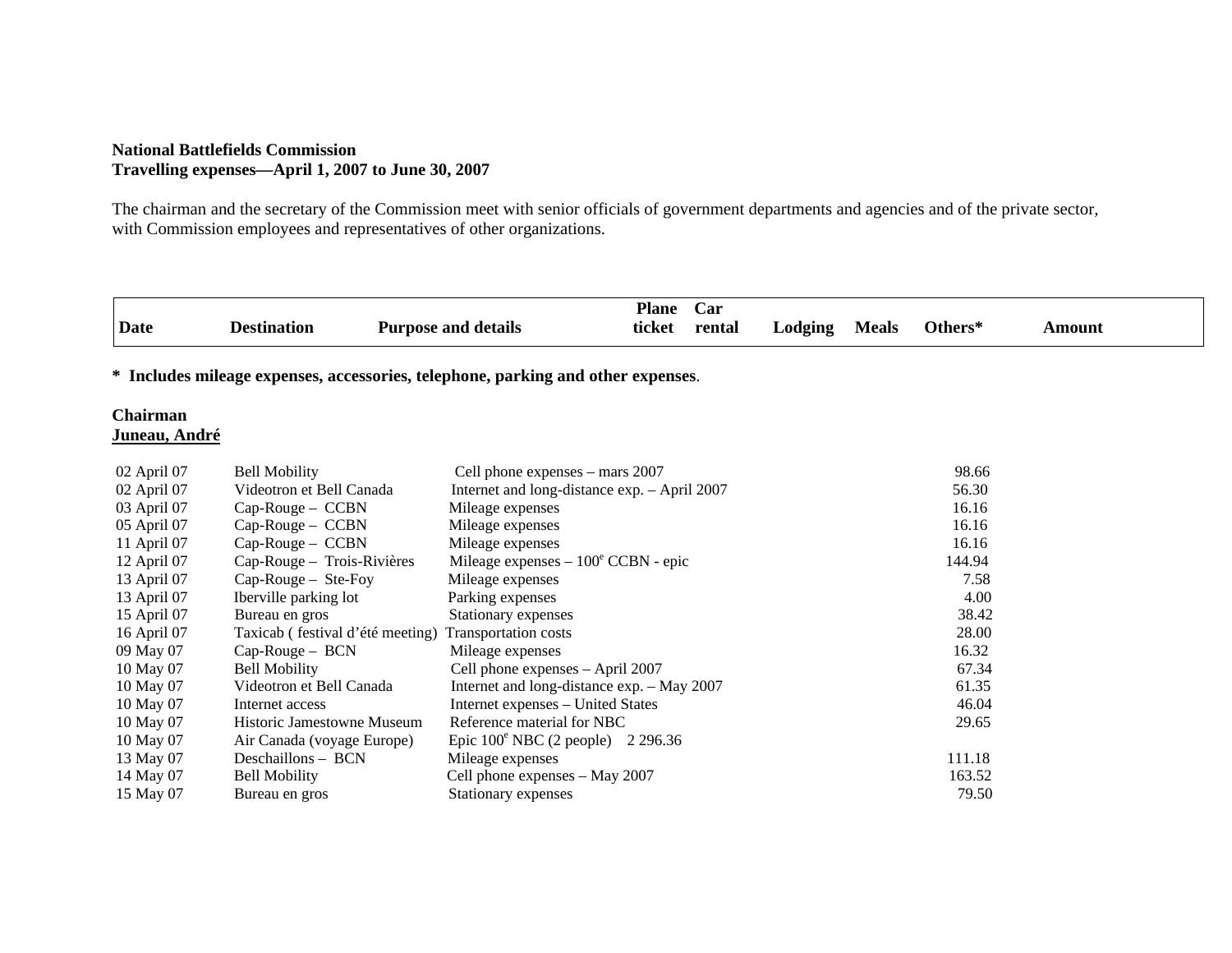**National Battlefields Commission**
**Travelling expenses—April 1, 2007 to June 30, 2007**

The chairman and the secretary of the Commission meet with senior officials of government departments and agencies and of the private sector, with Commission employees and representatives of other organizations.

**\* Includes mileage expenses, accessories, telephone, parking and other expenses**.

**Chairman**
**<u>Juneau, André</u>**

| Date | Destination | Purpose and details | Plane ticket | Car rental | Lodging | Meals | Others* | Amount |
|---|---|---|---|---|---|---|---|---|
| 02 April 07 | Bell Mobility | Cell phone expenses – mars 2007 | | | | | 98.66 | |
| 02 April 07 | Videotron et Bell Canada | Internet and long-distance exp. – April 2007 | | | | | 56.30 | |
| 03 April 07 | Cap-Rouge – CCBN | Mileage expenses | | | | | 16.16 | |
| 05 April 07 | Cap-Rouge – CCBN | Mileage expenses | | | | | 16.16 | |
| 11 April 07 | Cap-Rouge – CCBN | Mileage expenses | | | | | 16.16 | |
| 12 April 07 | Cap-Rouge – Trois-Rivières | Mileage expenses – $100^e$ CCBN - epic | | | | | 144.94 | |
| 13 April 07 | Cap-Rouge – Ste-Foy | Mileage expenses | | | | | 7.58 | |
| 13 April 07 | Iberville parking lot | Parking expenses | | | | | 4.00 | |
| 15 April 07 | Bureau en gros | Stationary expenses | | | | | 38.42 | |
| 16 April 07 | Taxicab ( festival d'été meeting) | Transportation costs | | | | | 28.00 | |
| 09 May 07 | Cap-Rouge – BCN | Mileage expenses | | | | | 16.32 | |
| 10 May 07 | Bell Mobility | Cell phone expenses – April 2007 | | | | | 67.34 | |
| 10 May 07 | Videotron et Bell Canada | Internet and long-distance exp. – May 2007 | | | | | 61.35 | |
| 10 May 07 | Internet access | Internet expenses – United States | | | | | 46.04 | |
| 10 May 07 | Historic Jamestowne Museum | Reference material for NBC | | | | | 29.65 | |
| 10 May 07 | Air Canada (voyage Europe) | Epic $100^e$ NBC (2 people) | 2 296.36 | | | | | |
| 13 May 07 | Deschaillons – BCN | Mileage expenses | | | | | 111.18 | |
| 14 May 07 | Bell Mobility | Cell phone expenses – May 2007 | | | | | 163.52 | |
| 15 May 07 | Bureau en gros | Stationary expenses | | | | | 79.50 | |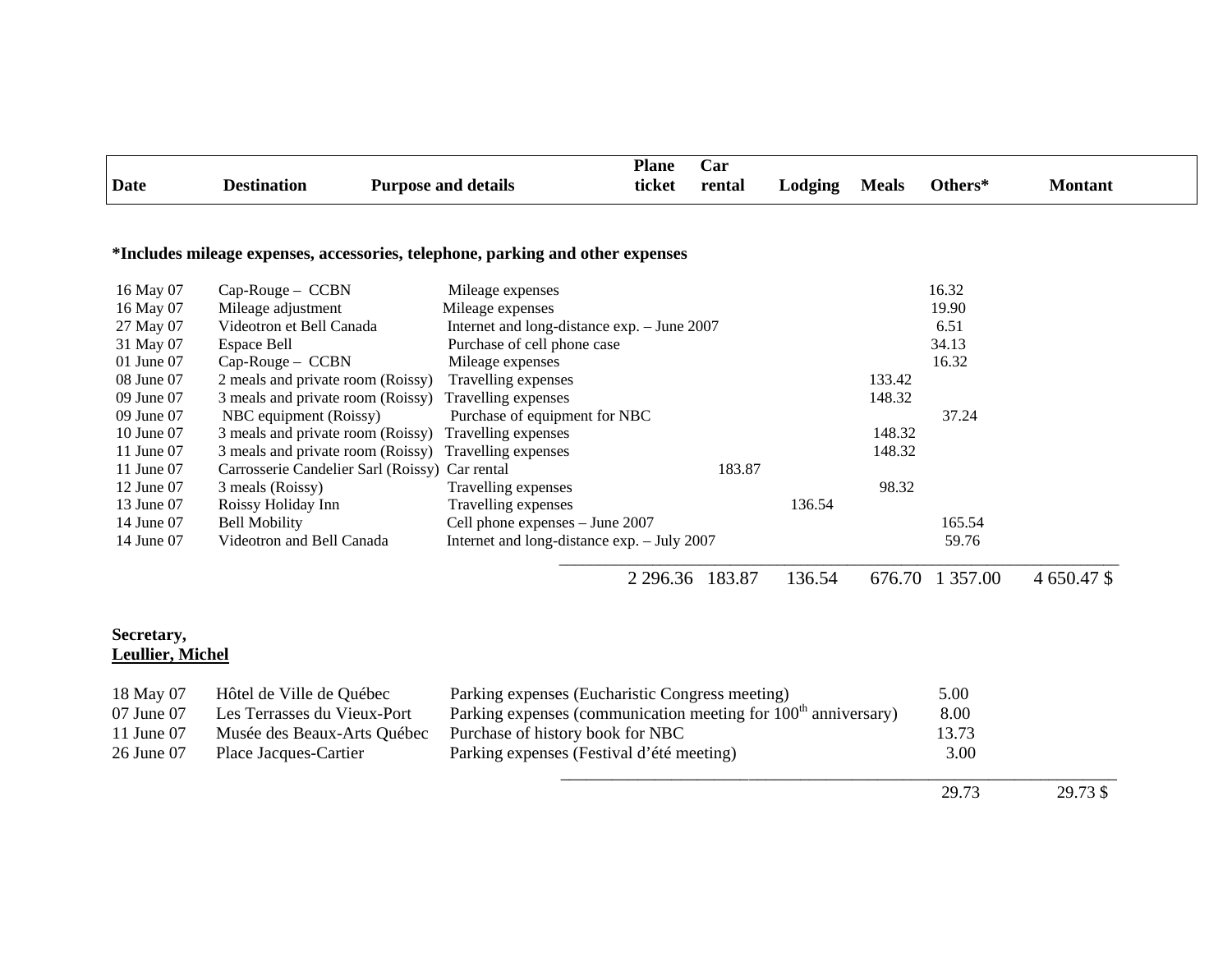| Date | Destination | Purpose and details | Plane ticket | Car rental | Lodging | Meals | Others* | Montant |
|---|---|---|---|---|---|---|---|---|

***Includes mileage expenses, accessories, telephone, parking and other expenses**

| Date | Destination | Purpose and details | Plane ticket | Car rental | Lodging | Meals | Others* | Montant |
|---|---|---|---|---|---|---|---|---|
| 16 May 07 | Cap-Rouge – CCBN | Mileage expenses | | | | | 16.32 | |
| 16 May 07 | Mileage adjustment | Mileage expenses | | | | | 19.90 | |
| 27 May 07 | Videotron et Bell Canada | Internet and long-distance exp. – June 2007 | | | | | 6.51 | |
| 31 May 07 | Espace Bell | Purchase of cell phone case | | | | | 34.13 | |
| 01 June 07 | Cap-Rouge – CCBN | Mileage expenses | | | | | 16.32 | |
| 08 June 07 | 2 meals and private room (Roissy) | Travelling expenses | | | | 133.42 | | |
| 09 June 07 | 3 meals and private room (Roissy) | Travelling expenses | | | | 148.32 | | |
| 09 June 07 | NBC equipment (Roissy) | Purchase of equipment for NBC | | | | | 37.24 | |
| 10 June 07 | 3 meals and private room (Roissy) | Travelling expenses | | | | 148.32 | | |
| 11 June 07 | 3 meals and private room (Roissy) | Travelling expenses | | | | 148.32 | | |
| 11 June 07 | Carrosserie Candelier Sarl (Roissy) | Car rental | | 183.87 | | | | |
| 12 June 07 | 3 meals (Roissy) | Travelling expenses | | | | 98.32 | | |
| 13 June 07 | Roissy Holiday Inn | Travelling expenses | | | 136.54 | | | |
| 14 June 07 | Bell Mobility | Cell phone expenses – June 2007 | | | | | 165.54 | |
| 14 June 07 | Videotron and Bell Canada | Internet and long-distance exp. – July 2007 | | | | | 59.76 | |
| | | | 2 296.36 | 183.87 | 136.54 | 676.70 | 1 357.00 | 4 650.47 $ |

**Secretary,**
**<u>Leullier, Michel</u>**

| Date | Destination | Purpose and details | Others* | Montant |
|---|---|---|---|---|
| 18 May 07 | Hôtel de Ville de Québec | Parking expenses (Eucharistic Congress meeting) | 5.00 | |
| 07 June 07 | Les Terrasses du Vieux-Port | Parking expenses (communication meeting for 100th anniversary) | 8.00 | |
| 11 June 07 | Musée des Beaux-Arts Québec | Purchase of history book for NBC | 13.73 | |
| 26 June 07 | Place Jacques-Cartier | Parking expenses (Festival d'été meeting) | 3.00 | |
| | | | 29.73 | 29.73 $ |